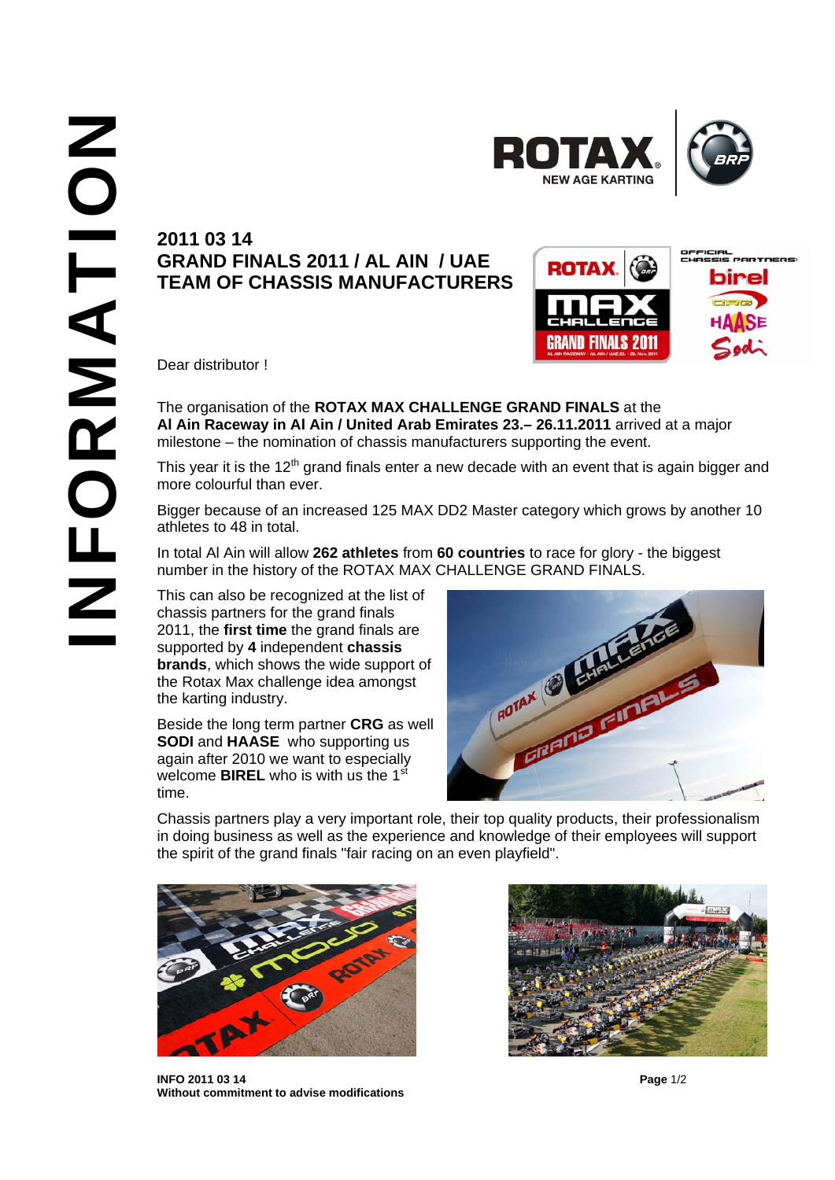# 2011 03 14
# GRAND FINALS 2011 / AL AIN / UAE
# TEAM OF CHASSIS MANUFACTURERS

Dear distributor !

The organisation of the **ROTAX MAX CHALLENGE GRAND FINALS** at the **Al Ain Raceway in Al Ain / United Arab Emirates 23.– 26.11.2011** arrived at a major milestone – the nomination of chassis manufacturers supporting the event.

This year it is the 12th grand finals enter a new decade with an event that is again bigger and more colourful than ever.

Bigger because of an increased 125 MAX DD2 Master category which grows by another 10 athletes to 48 in total.

In total Al Ain will allow **262 athletes** from **60 countries** to race for glory - the biggest number in the history of the ROTAX MAX CHALLENGE GRAND FINALS.

This can also be recognized at the list of chassis partners for the grand finals 2011, the **first time** the grand finals are supported by **4** independent **chassis brands**, which shows the wide support of the Rotax Max challenge idea amongst the karting industry.

Beside the long term partner **CRG** as well **SODI** and **HAASE** who supporting us again after 2010 we want to especially welcome **BIREL** who is with us the 1st time.

Chassis partners play a very important role, their top quality products, their professionalism in doing business as well as the experience and knowledge of their employees will support the spirit of the grand finals "fair racing on an even playfield".

**INFO 2011 03 14**
**Without commitment to advise modifications**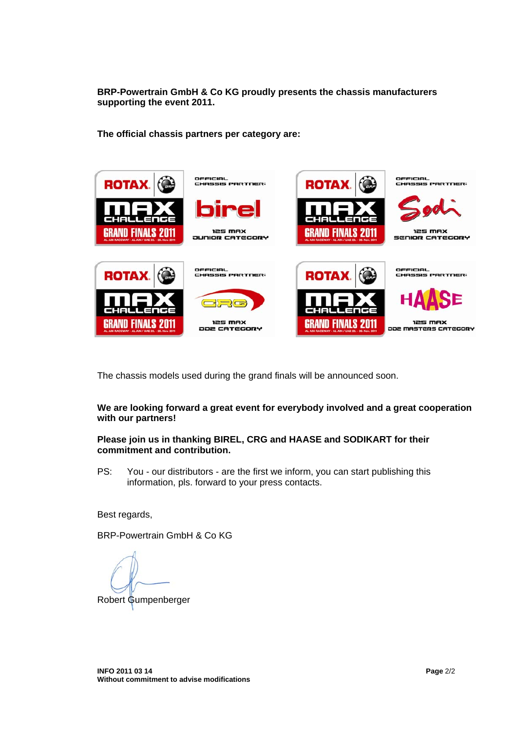**BRP-Powertrain GmbH & Co KG proudly presents the chassis manufacturers supporting the event 2011.**

**The official chassis partners per category are:**

ROTAX MAX CHALLENGE GRAND FINALS 2011 — OFFICIAL CHASSIS PARTNER: birel — 125 MAX JUNIOR CATEGORY

ROTAX MAX CHALLENGE GRAND FINALS 2011 — OFFICIAL CHASSIS PARTNER: Sodi — 125 MAX SENIOR CATEGORY

ROTAX MAX CHALLENGE GRAND FINALS 2011 — OFFICIAL CHASSIS PARTNER: CRG — 125 MAX DD2 CATEGORY

ROTAX MAX CHALLENGE GRAND FINALS 2011 — OFFICIAL CHASSIS PARTNER: HAASE — 125 MAX DD2 MASTERS CATEGORY

The chassis models used during the grand finals will be announced soon.

**We are looking forward a great event for everybody involved and a great cooperation with our partners!**

**Please join us in thanking BIREL, CRG and HAASE and SODIKART for their commitment and contribution.**

PS: You - our distributors - are the first we inform, you can start publishing this information, pls. forward to your press contacts.

Best regards,

BRP-Powertrain GmbH & Co KG

Robert Gumpenberger

**INFO 2011 03 14**
**Without commitment to advise modifications**